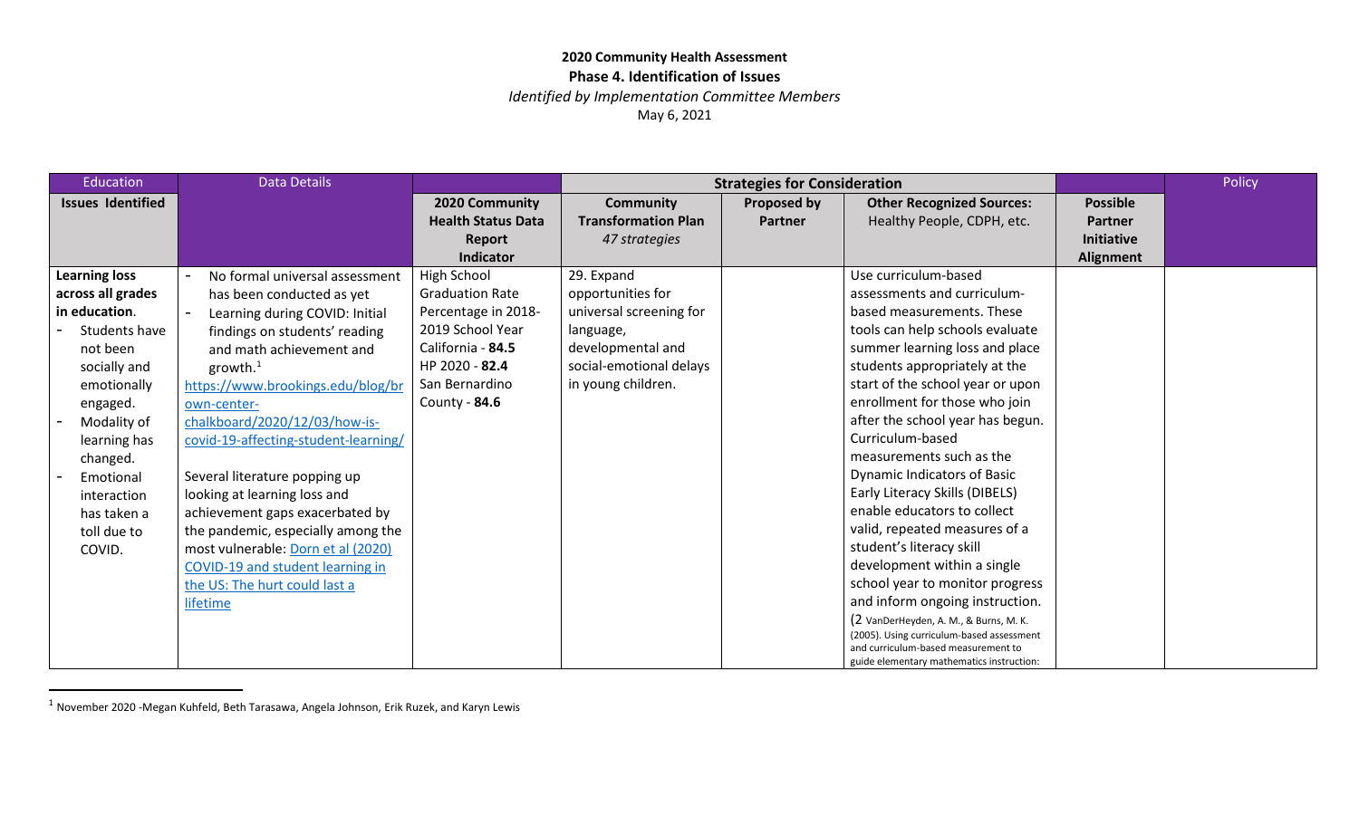**2020 Community Health Assessment**
**Phase 4. Identification of Issues**
*Identified by Implementation Committee Members*
May 6, 2021

| Education | Data Details | | Strategies for Consideration | | | | Policy |
|---|---|---|---|---|---|---|---|
| **Issues Identified** | | **2020 Community Health Status Data Report Indicator** | **Community Transformation Plan** *47 strategies* | **Proposed by Partner** | **Other Recognized Sources:** Healthy People, CDPH, etc. | **Possible Partner Initiative Alignment** | |
| **Learning loss across all grades in education.** - Students have not been socially and emotionally engaged. - Modality of learning has changed. - Emotional interaction has taken a toll due to COVID. | - No formal universal assessment has been conducted as yet - Learning during COVID: Initial findings on students' reading and math achievement and growth.[1] https://www.brookings.edu/blog/brown-center-chalkboard/2020/12/03/how-is-covid-19-affecting-student-learning/ Several literature popping up looking at learning loss and achievement gaps exacerbated by the pandemic, especially among the most vulnerable: Dorn et al (2020) COVID-19 and student learning in the US: The hurt could last a lifetime | High School Graduation Rate Percentage in 2018-2019 School Year California - **84.5** HP 2020 - **82.4** San Bernardino County - **84.6** | 29. Expand opportunities for universal screening for language, developmental and social-emotional delays in young children. | | Use curriculum-based assessments and curriculum-based measurements. These tools can help schools evaluate summer learning loss and place students appropriately at the start of the school year or upon enrollment for those who join after the school year has begun. Curriculum-based measurements such as the Dynamic Indicators of Basic Early Literacy Skills (DIBELS) enable educators to collect valid, repeated measures of a student's literacy skill development within a single school year to monitor progress and inform ongoing instruction. (2 VanDerHeyden, A. M., & Burns, M. K. (2005). Using curriculum-based assessment and curriculum-based measurement to guide elementary mathematics instruction: | | |

[1] November 2020 -Megan Kuhfeld, Beth Tarasawa, Angela Johnson, Erik Ruzek, and Karyn Lewis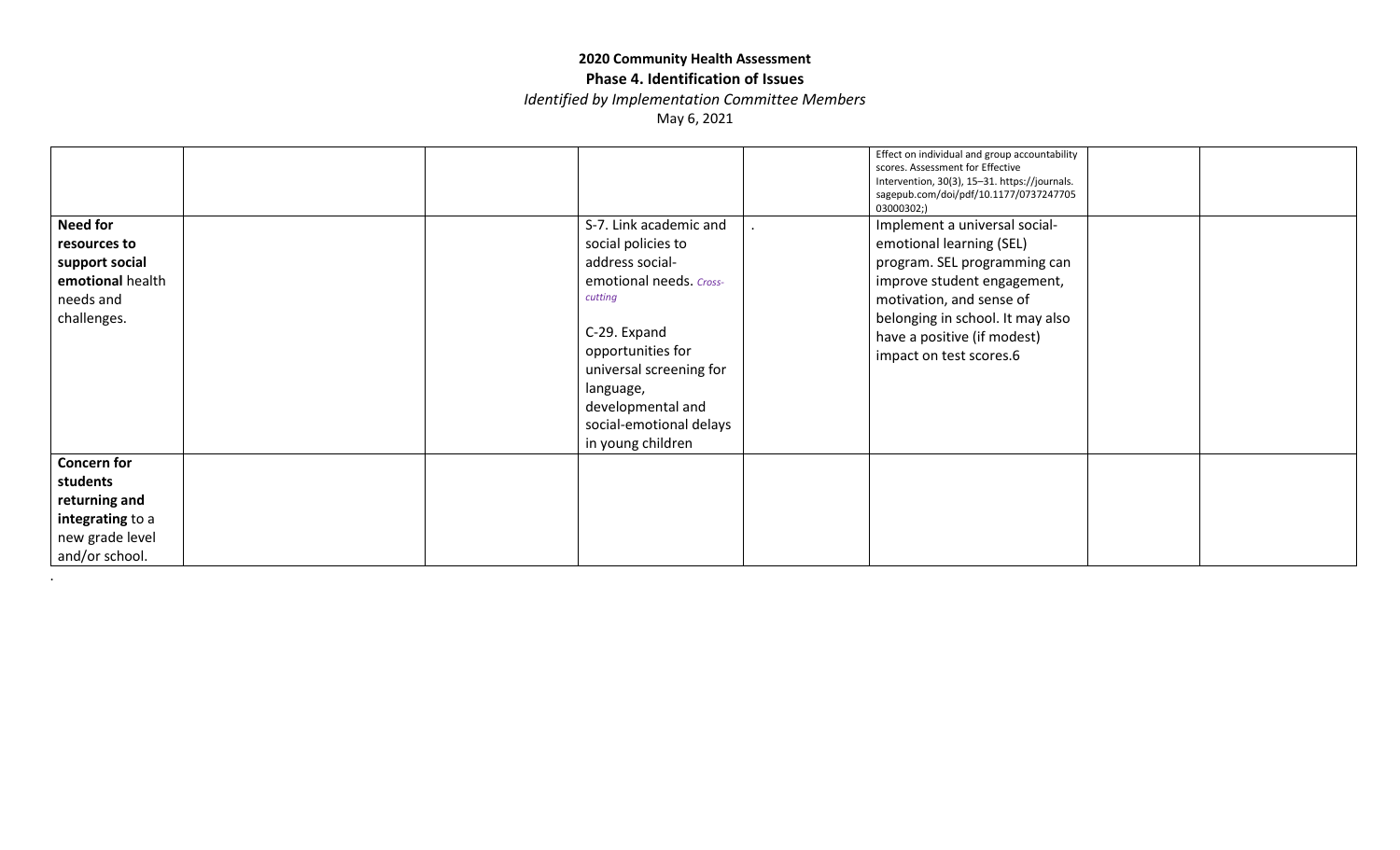**2020 Community Health Assessment**

**Phase 4. Identification of Issues**

*Identified by Implementation Committee Members*

May 6, 2021

| | | | | | | | |
|---|---|---|---|---|---|---|---|
| | | | | | Effect on individual and group accountability scores. Assessment for Effective Intervention, 30(3), 15–31. https://journals.sagepub.com/doi/pdf/10.1177/0737247705 03000302;) | | |
| **Need for resources to support social emotional** health needs and challenges. | | | S-7. Link academic and social policies to address social-emotional needs. *Cross-cutting*<br><br>C-29. Expand opportunities for universal screening for language, developmental and social-emotional delays in young children | . | Implement a universal social-emotional learning (SEL) program. SEL programming can improve student engagement, motivation, and sense of belonging in school. It may also have a positive (if modest) impact on test scores.6 | | |
| **Concern for students returning and integrating** to a new grade level and/or school. | | | | | | | |

.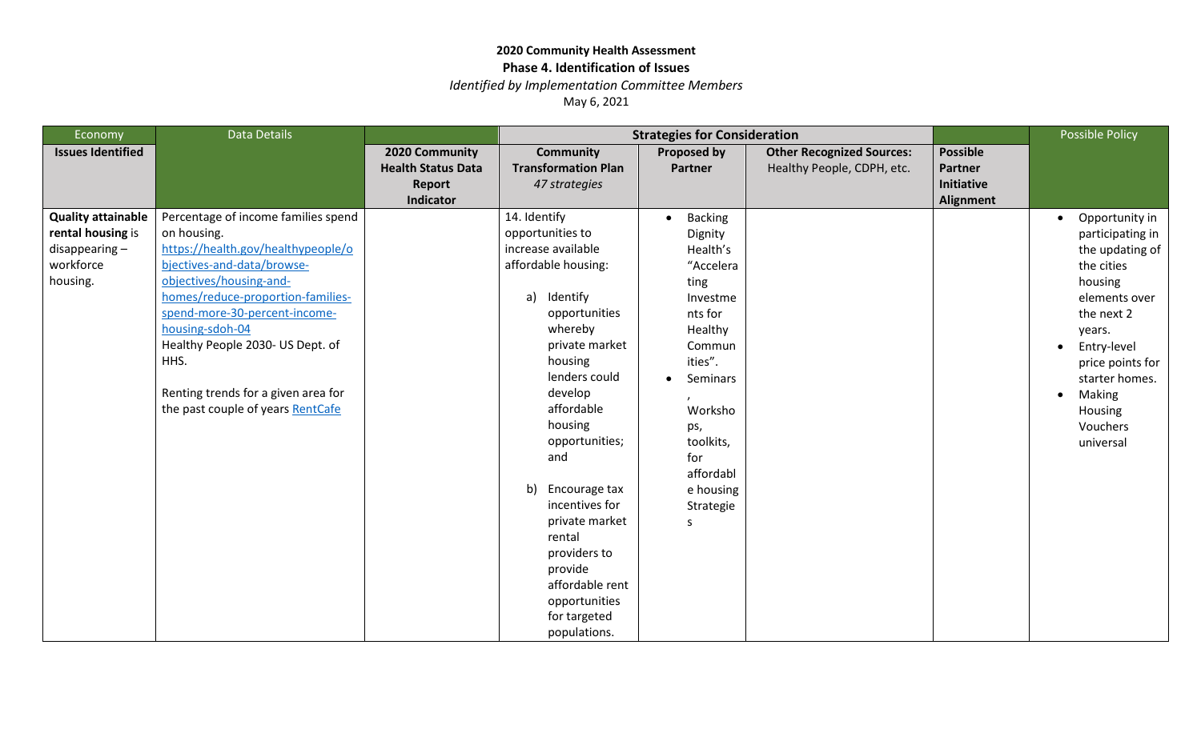**2020 Community Health Assessment**

**Phase 4. Identification of Issues**

*Identified by Implementation Committee Members*

May 6, 2021

| Economy | Data Details | | Strategies for Consideration | | | | Possible Policy |
|---|---|---|---|---|---|---|---|
| **Issues Identified** | | **2020 Community Health Status Data Report Indicator** | **Community Transformation Plan** *47 strategies* | **Proposed by Partner** | **Other Recognized Sources:** Healthy People, CDPH, etc. | **Possible Partner Initiative Alignment** | |
| **Quality attainable rental housing** is disappearing – workforce housing. | Percentage of income families spend on housing. [https://health.gov/healthypeople/objectives-and-data/browse-objectives/housing-and-homes/reduce-proportion-families-spend-more-30-percent-income-housing-sdoh-04](https://health.gov/healthypeople/objectives-and-data/browse-objectives/housing-and-homes/reduce-proportion-families-spend-more-30-percent-income-housing-sdoh-04) Healthy People 2030- US Dept. of HHS. <br><br> Renting trends for a given area for the past couple of years [RentCafe]() | | 14. Identify opportunities to increase available affordable housing: <br> a) Identify opportunities whereby private market housing lenders could develop affordable housing opportunities; and <br> b) Encourage tax incentives for private market rental providers to provide affordable rent opportunities for targeted populations. | • Backing Dignity Health's "Accelerating Investments for Healthy Communities". <br> • Seminars, Workshops, toolkits, for affordable housing Strategies | | | • Opportunity in participating in the updating of the cities housing elements over the next 2 years. <br> • Entry-level price points for starter homes. <br> • Making Housing Vouchers universal |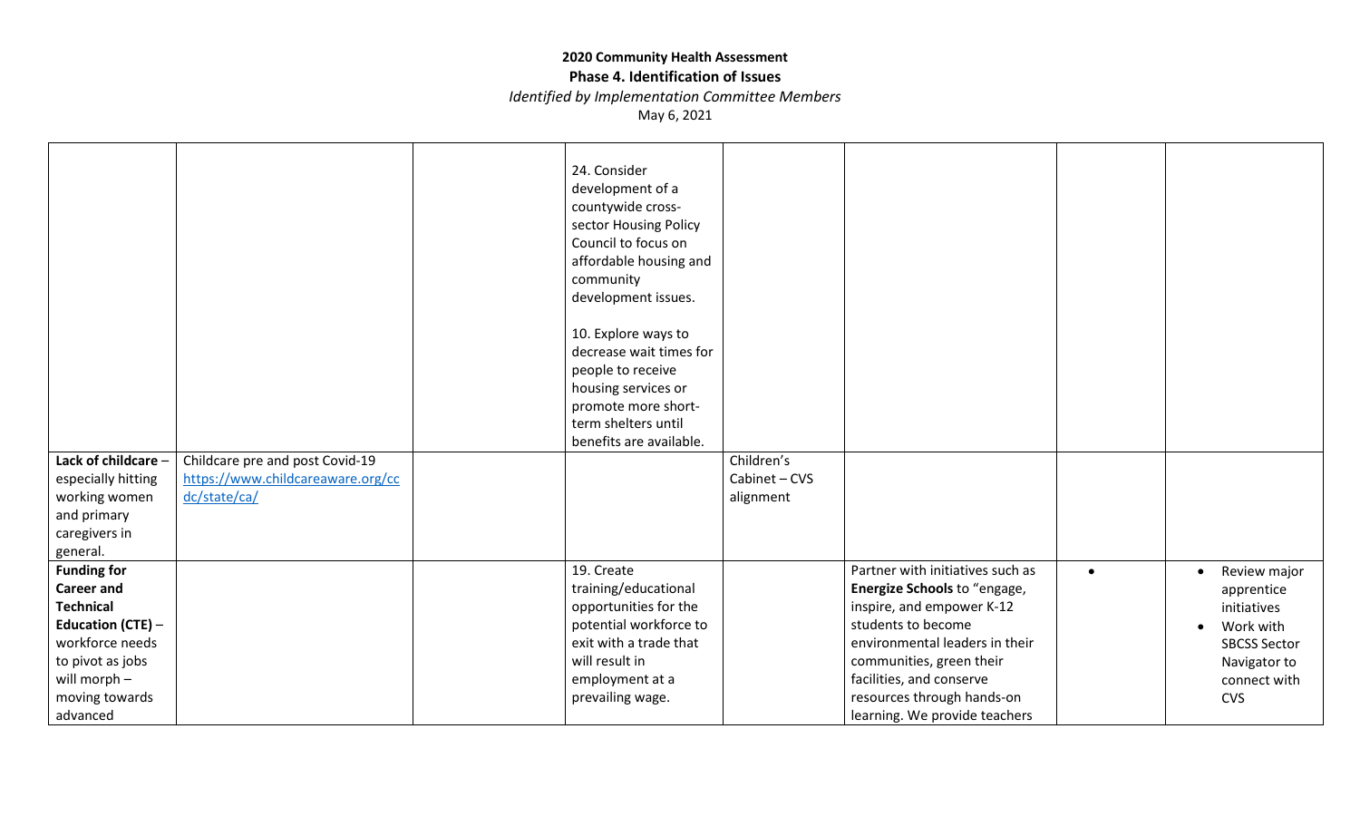**2020 Community Health Assessment**
**Phase 4. Identification of Issues**
*Identified by Implementation Committee Members*
May 6, 2021

| | | | | | | | |
|---|---|---|---|---|---|---|---|
| | | | 24. Consider development of a countywide cross-sector Housing Policy Council to focus on affordable housing and community development issues.<br><br>10. Explore ways to decrease wait times for people to receive housing services or promote more short-term shelters until benefits are available. | | | | |
| **Lack of childcare** – especially hitting working women and primary caregivers in general. | Childcare pre and post Covid-19 https://www.childcareaware.org/ccdc/state/ca/ | | | Children's Cabinet – CVS alignment | | | |
| **Funding for Career and Technical Education (CTE)** – workforce needs to pivot as jobs will morph – moving towards advanced | | | 19. Create training/educational opportunities for the potential workforce to exit with a trade that will result in employment at a prevailing wage. | | Partner with initiatives such as **Energize Schools** to "engage, inspire, and empower K-12 students to become environmental leaders in their communities, green their facilities, and conserve resources through hands-on learning. We provide teachers | • | • Review major apprentice initiatives<br>• Work with SBCSS Sector Navigator to connect with CVS |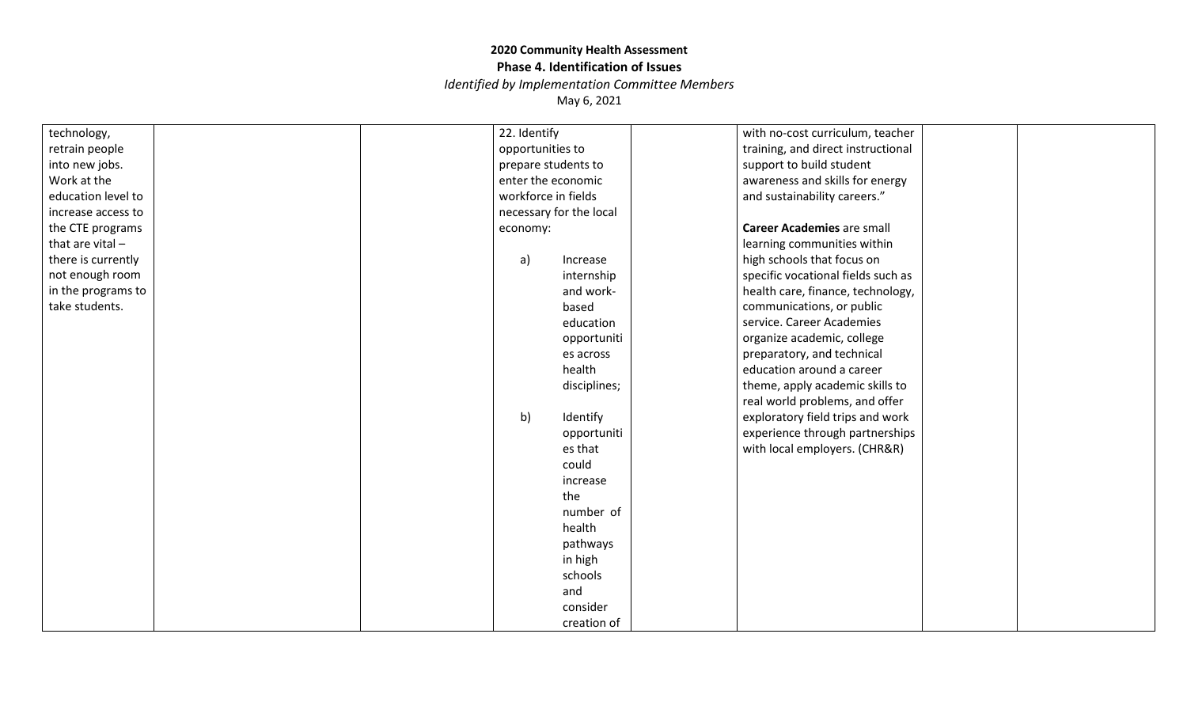**2020 Community Health Assessment**

**Phase 4. Identification of Issues**

*Identified by Implementation Committee Members*

May 6, 2021

| | | | | | | | |
|---|---|---|---|---|---|---|---|
| technology, retrain people into new jobs. Work at the education level to increase access to the CTE programs that are vital – there is currently not enough room in the programs to take students. | | | 22. Identify opportunities to prepare students to enter the economic workforce in fields necessary for the local economy:<br><br>a) Increase internship and work-based education opportunities across health disciplines;<br><br>b) Identify opportunities that could increase the number of health pathways in high schools and consider creation of | | with no-cost curriculum, teacher training, and direct instructional support to build student awareness and skills for energy and sustainability careers."<br><br>**Career Academies** are small learning communities within high schools that focus on specific vocational fields such as health care, finance, technology, communications, or public service. Career Academies organize academic, college preparatory, and technical education around a career theme, apply academic skills to real world problems, and offer exploratory field trips and work experience through partnerships with local employers. (CHR&R) | | |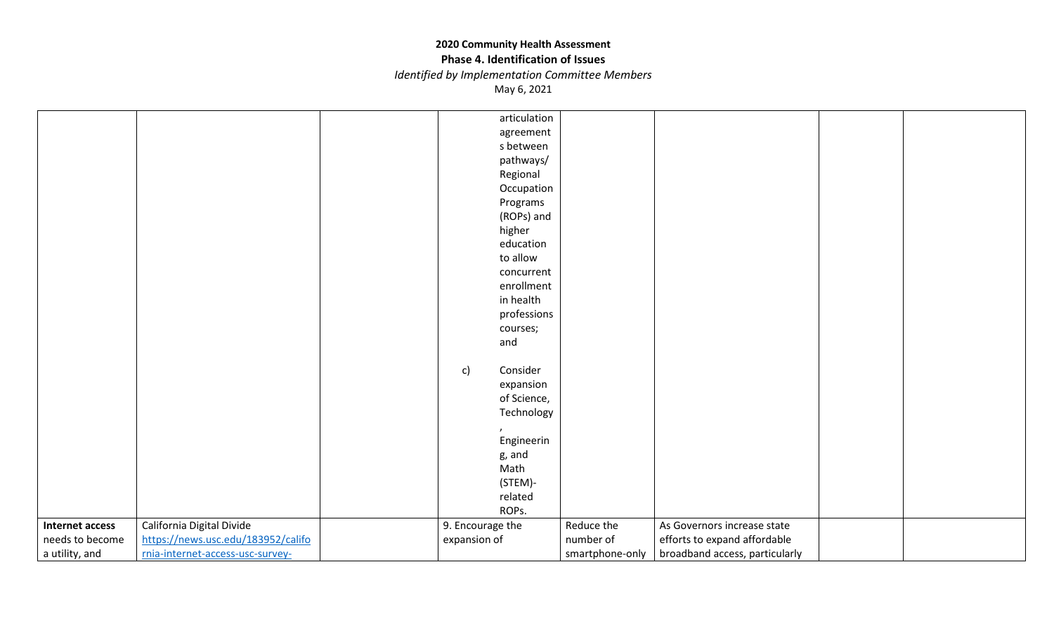## 2020 Community Health Assessment

### Phase 4. Identification of Issues

*Identified by Implementation Committee Members*

May 6, 2021

| | | | | | | | |
|---|---|---|---|---|---|---|---|
| | | | articulation agreements between pathways/ Regional Occupation Programs (ROPs) and higher education to allow concurrent enrollment in health professions courses; and<br><br>c) Consider expansion of Science, Technology, Engineering, and Math (STEM)-related ROPs. | | | | |
| **Internet access** needs to become a utility, and | California Digital Divide [https://news.usc.edu/183952/california-internet-access-usc-survey-](https://news.usc.edu/183952/california-internet-access-usc-survey-) | | 9. Encourage the expansion of | Reduce the number of smartphone-only | As Governors increase state efforts to expand affordable broadband access, particularly | | |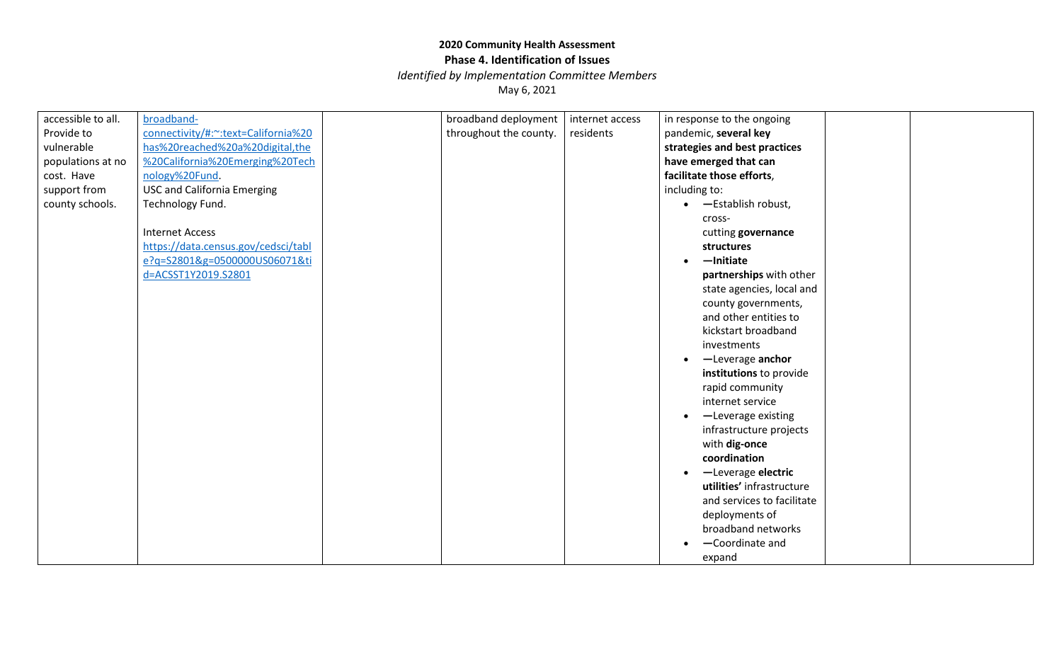**2020 Community Health Assessment**
**Phase 4. Identification of Issues**
*Identified by Implementation Committee Members*
May 6, 2021

| | | | | | | | |
|---|---|---|---|---|---|---|---|
| accessible to all. Provide to vulnerable populations at no cost. Have support from county schools. | broadband-connectivity/#:~:text=California%20has%20reached%20a%20digital,the%20California%20Emerging%20Technology%20Fund. USC and California Emerging Technology Fund.<br><br>Internet Access https://data.census.gov/cedsci/table?q=S2801&g=0500000US06071&tid=ACSST1Y2019.S2801 | | broadband deployment throughout the county. | internet access residents | in response to the ongoing pandemic, **several key strategies and best practices have emerged that can facilitate those efforts**, including to:<br>• —Establish robust, cross-cutting **governance structures**<br>• —**Initiate partnerships** with other state agencies, local and county governments, and other entities to kickstart broadband investments<br>• —Leverage **anchor institutions** to provide rapid community internet service<br>• —Leverage existing infrastructure projects with **dig-once coordination**<br>• —Leverage **electric utilities'** infrastructure and services to facilitate deployments of broadband networks<br>• —Coordinate and expand | | |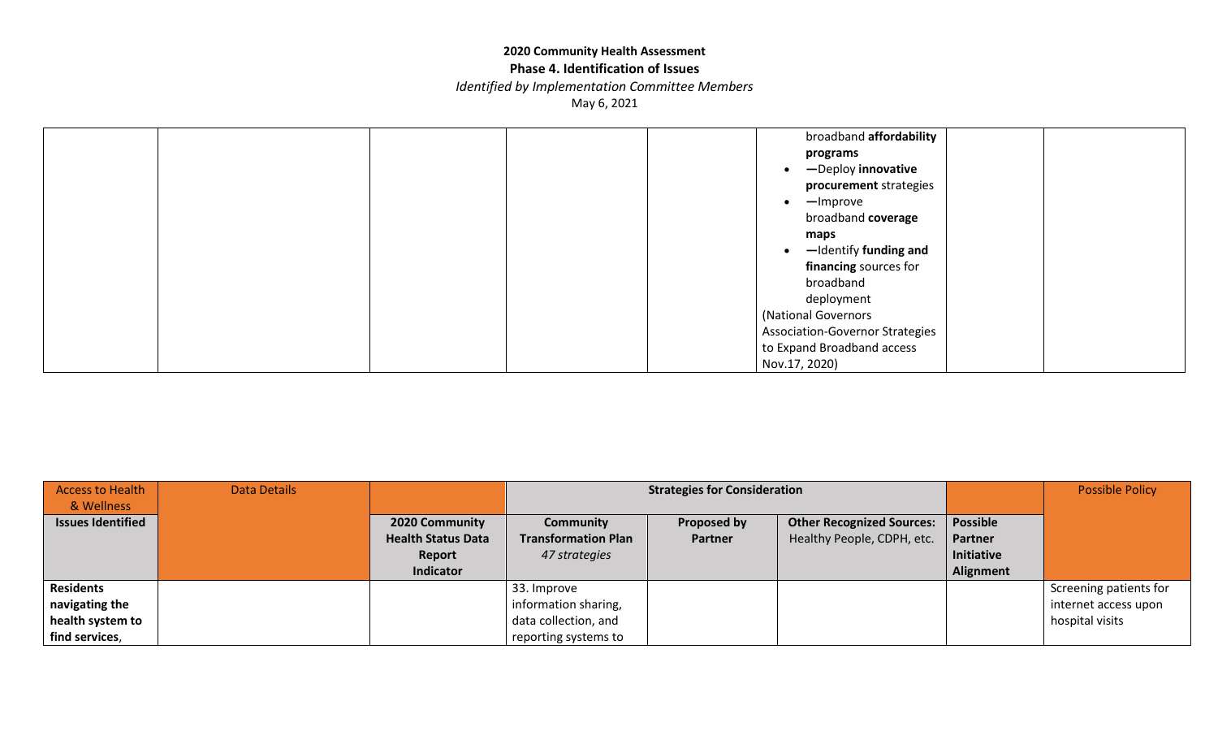**2020 Community Health Assessment**
**Phase 4. Identification of Issues**
*Identified by Implementation Committee Members*
May 6, 2021

| | | | | | | | |
|---|---|---|---|---|---|---|---|
| | | | | | broadband **affordability programs**<br>• —Deploy **innovative procurement** strategies<br>• —Improve broadband **coverage maps**<br>• —Identify **funding and financing** sources for broadband deployment<br>(National Governors Association-Governor Strategies to Expand Broadband access Nov.17, 2020) | | |

| Access to Health & Wellness | Data Details | | Strategies for Consideration | | | | Possible Policy |
|---|---|---|---|---|---|---|---|
| **Issues Identified** | | **2020 Community Health Status Data Report Indicator** | **Community Transformation Plan** *47 strategies* | **Proposed by Partner** | **Other Recognized Sources:** Healthy People, CDPH, etc. | **Possible Partner Initiative Alignment** | |
| **Residents navigating the health system to find services**, | | | 33. Improve information sharing, data collection, and reporting systems to | | | | Screening patients for internet access upon hospital visits |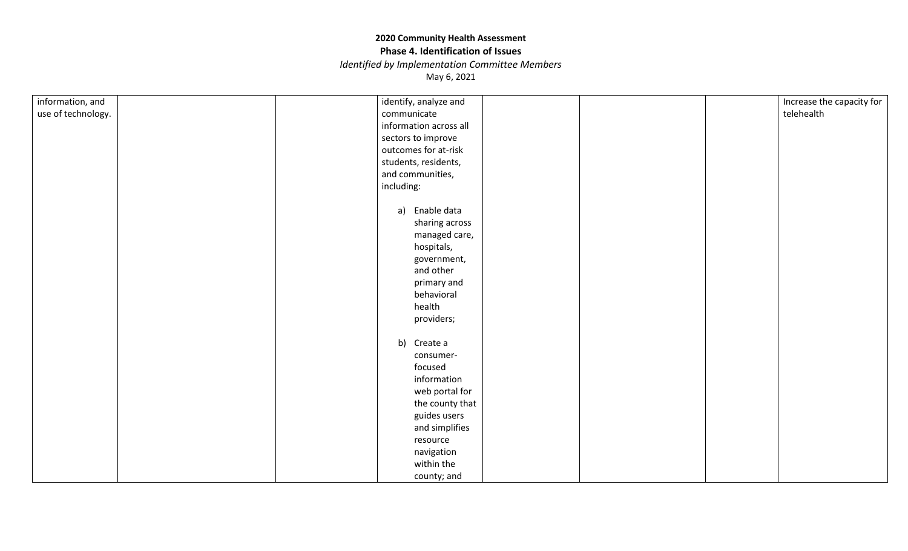# 2020 Community Health Assessment

## Phase 4. Identification of Issues

*Identified by Implementation Committee Members*

May 6, 2021

| | | | | | | | |
|---|---|---|---|---|---|---|---|
| information, and use of technology. | | | identify, analyze and communicate information across all sectors to improve outcomes for at-risk students, residents, and communities, including:<br><br>a) Enable data sharing across managed care, hospitals, government, and other primary and behavioral health providers;<br><br>b) Create a consumer-focused information web portal for the county that guides users and simplifies resource navigation within the county; and | | | | Increase the capacity for telehealth |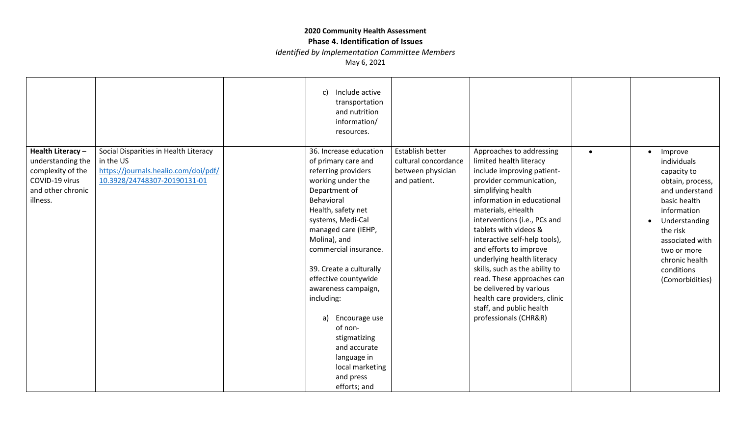**2020 Community Health Assessment**

**Phase 4. Identification of Issues**

*Identified by Implementation Committee Members*

May 6, 2021

| | | | | | | | |
|---|---|---|---|---|---|---|---|
| | | | c) Include active transportation and nutrition information/ resources. | | | | |
| **Health Literacy** – understanding the complexity of the COVID-19 virus and other chronic illness. | Social Disparities in Health Literacy in the US [https://journals.healio.com/doi/pdf/10.3928/24748307-20190131-01](https://journals.healio.com/doi/pdf/10.3928/24748307-20190131-01) | | 36. Increase education of primary care and referring providers working under the Department of Behavioral Health, safety net systems, Medi-Cal managed care (IEHP, Molina), and commercial insurance.<br><br>39. Create a culturally effective countywide awareness campaign, including:<br><br>a) Encourage use of non-stigmatizing and accurate language in local marketing and press efforts; and | Establish better cultural concordance between physician and patient. | Approaches to addressing limited health literacy include improving patient-provider communication, simplifying health information in educational materials, eHealth interventions (i.e., PCs and tablets with videos & interactive self-help tools), and efforts to improve underlying health literacy skills, such as the ability to read. These approaches can be delivered by various health care providers, clinic staff, and public health professionals (CHR&R) | • | • Improve individuals capacity to obtain, process, and understand basic health information<br>• Understanding the risk associated with two or more chronic health conditions (Comorbidities) |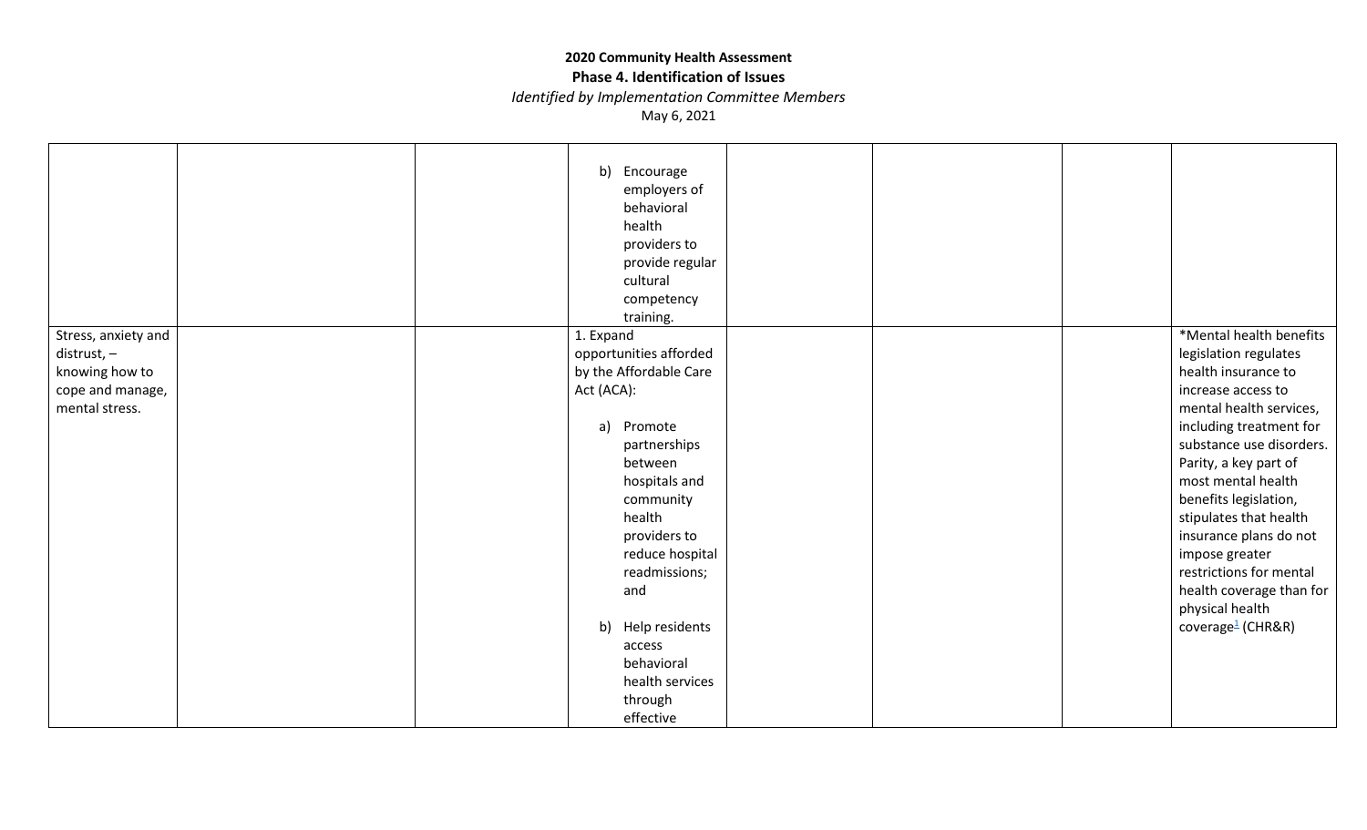**2020 Community Health Assessment**
**Phase 4. Identification of Issues**
*Identified by Implementation Committee Members*
May 6, 2021

| | | | | | | | |
|---|---|---|---|---|---|---|---|
| | | | b) Encourage employers of behavioral health providers to provide regular cultural competency training. | | | | |
| Stress, anxiety and distrust, – knowing how to cope and manage, mental stress. | | | 1. Expand opportunities afforded by the Affordable Care Act (ACA):<br><br>a) Promote partnerships between hospitals and community health providers to reduce hospital readmissions; and<br><br>b) Help residents access behavioral health services through effective | | | | *Mental health benefits legislation regulates health insurance to increase access to mental health services, including treatment for substance use disorders. Parity, a key part of most mental health benefits legislation, stipulates that health insurance plans do not impose greater restrictions for mental health coverage than for physical health coverage[1] (CHR&R) |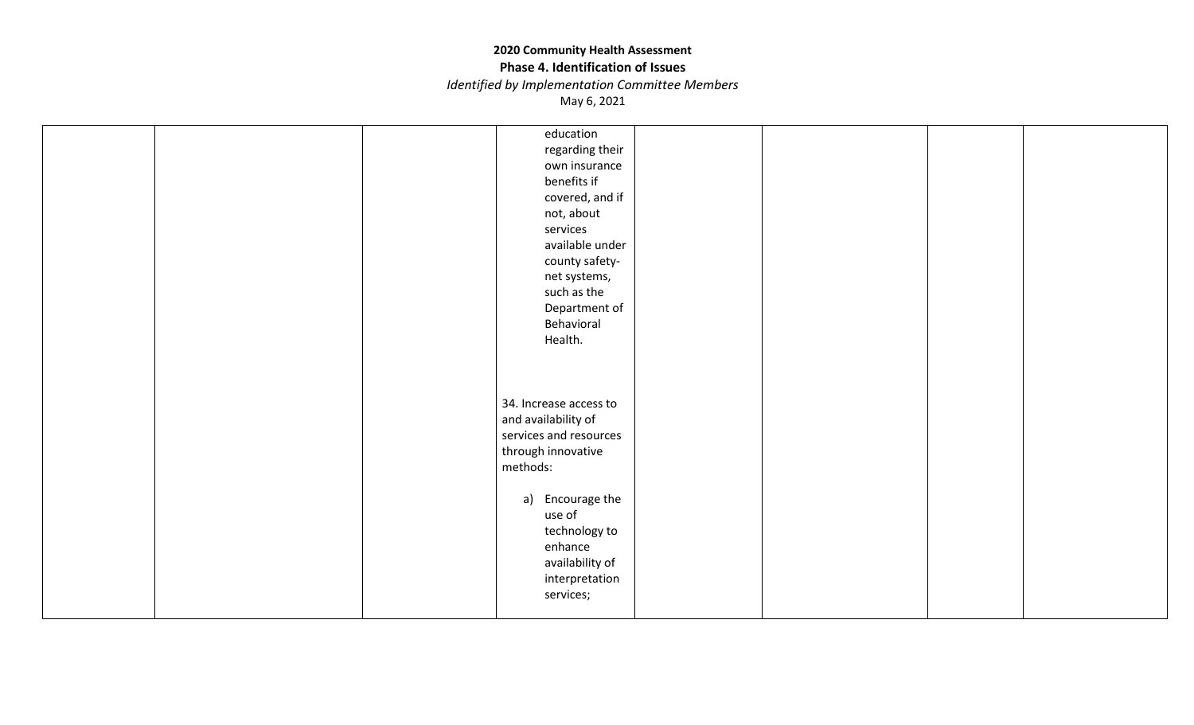**2020 Community Health Assessment**

**Phase 4. Identification of Issues**

*Identified by Implementation Committee Members*

May 6, 2021

| | | | | | | | |
|---|---|---|---|---|---|---|---|
| | | | education regarding their own insurance benefits if covered, and if not, about services available under county safety-net systems, such as the Department of Behavioral Health.<br><br>34. Increase access to and availability of services and resources through innovative methods:<br><br>a) Encourage the use of technology to enhance availability of interpretation services; | | | | |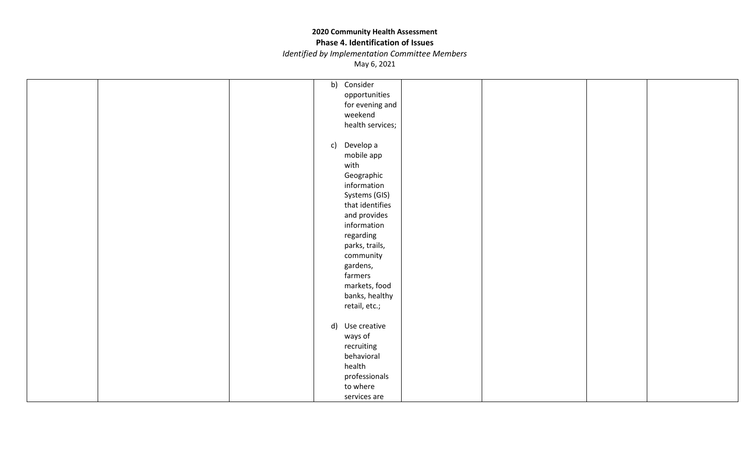**2020 Community Health Assessment**

**Phase 4. Identification of Issues**

*Identified by Implementation Committee Members*

May 6, 2021

| | | | | | | | |
|---|---|---|---|---|---|---|---|
| | | | b) Consider opportunities for evening and weekend health services;<br><br>c) Develop a mobile app with Geographic information Systems (GIS) that identifies and provides information regarding parks, trails, community gardens, farmers markets, food banks, healthy retail, etc.;<br><br>d) Use creative ways of recruiting behavioral health professionals to where services are | | | | |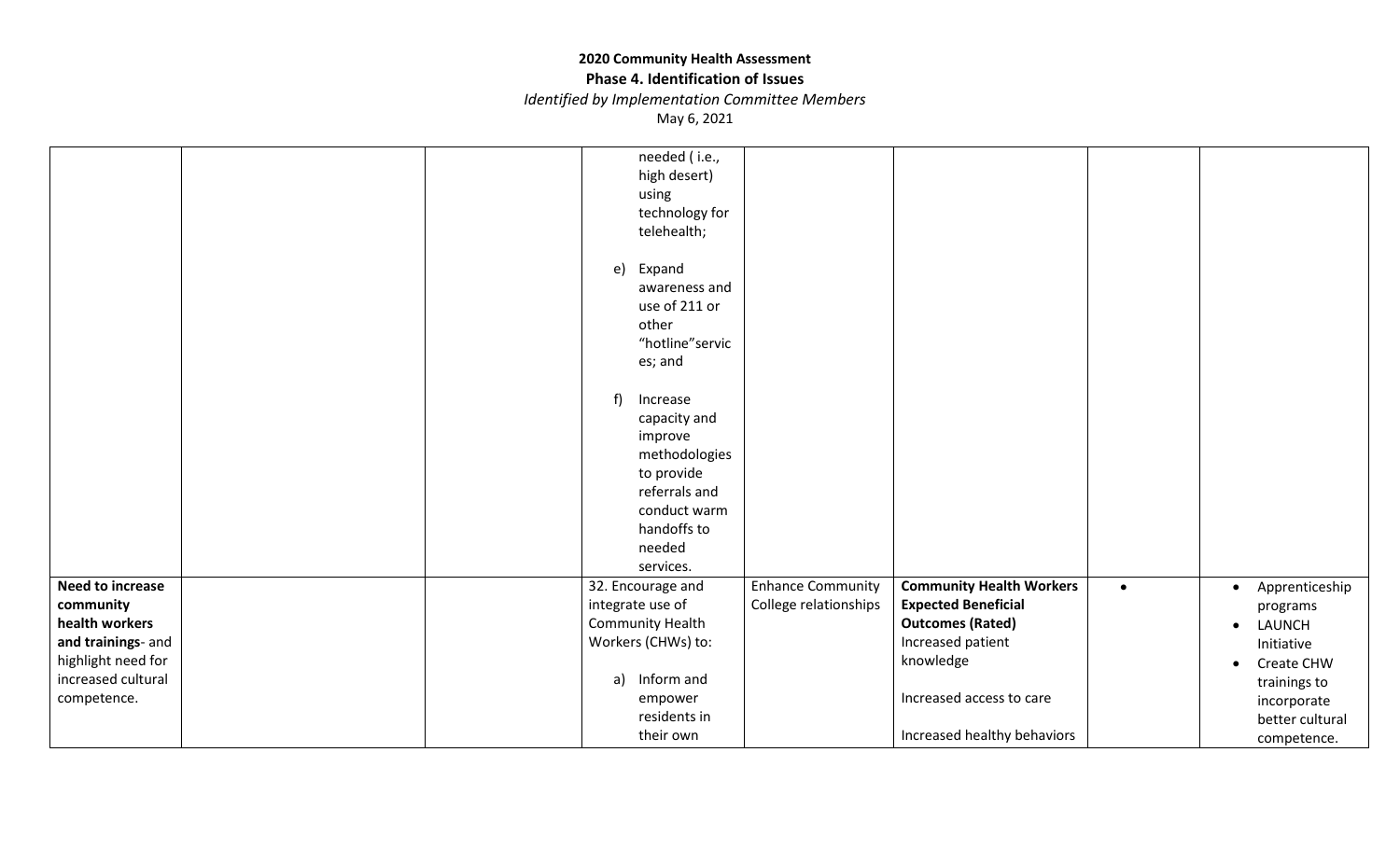**2020 Community Health Assessment**
**Phase 4. Identification of Issues**
*Identified by Implementation Committee Members*
May 6, 2021

| | | | | | | | |
|---|---|---|---|---|---|---|---|
| | | | needed ( i.e., high desert) using technology for telehealth;<br><br>e) Expand awareness and use of 211 or other "hotline"services; and<br><br>f) Increase capacity and improve methodologies to provide referrals and conduct warm handoffs to needed services. | | | | |
| **Need to increase community health workers and trainings**- and highlight need for increased cultural competence. | | | 32. Encourage and integrate use of Community Health Workers (CHWs) to:<br><br>a) Inform and empower residents in their own | Enhance Community College relationships | **Community Health Workers Expected Beneficial Outcomes (Rated)**<br>Increased patient knowledge<br><br>Increased access to care<br><br>Increased healthy behaviors | • | • Apprenticeship programs<br>• LAUNCH Initiative<br>• Create CHW trainings to incorporate better cultural competence. |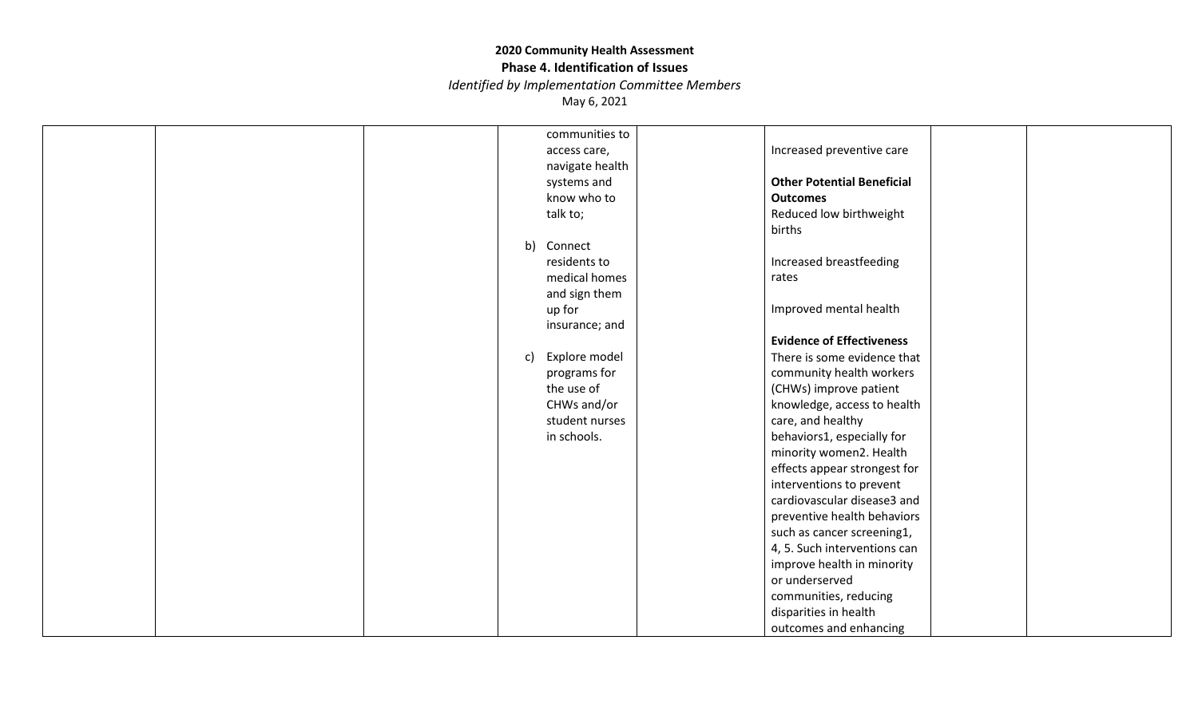# 2020 Community Health Assessment

## Phase 4. Identification of Issues

*Identified by Implementation Committee Members*

May 6, 2021

| | | | | | | | |
|---|---|---|---|---|---|---|---|
| | | | communities to access care, navigate health systems and know who to talk to;<br><br>b) Connect residents to medical homes and sign them up for insurance; and<br><br>c) Explore model programs for the use of CHWs and/or student nurses in schools. | | Increased preventive care<br><br>**Other Potential Beneficial Outcomes**<br>Reduced low birthweight births<br><br>Increased breastfeeding rates<br><br>Improved mental health<br><br>**Evidence of Effectiveness**<br>There is some evidence that community health workers (CHWs) improve patient knowledge, access to health care, and healthy behaviors1, especially for minority women2. Health effects appear strongest for interventions to prevent cardiovascular disease3 and preventive health behaviors such as cancer screening1, 4, 5. Such interventions can improve health in minority or underserved communities, reducing disparities in health outcomes and enhancing | | |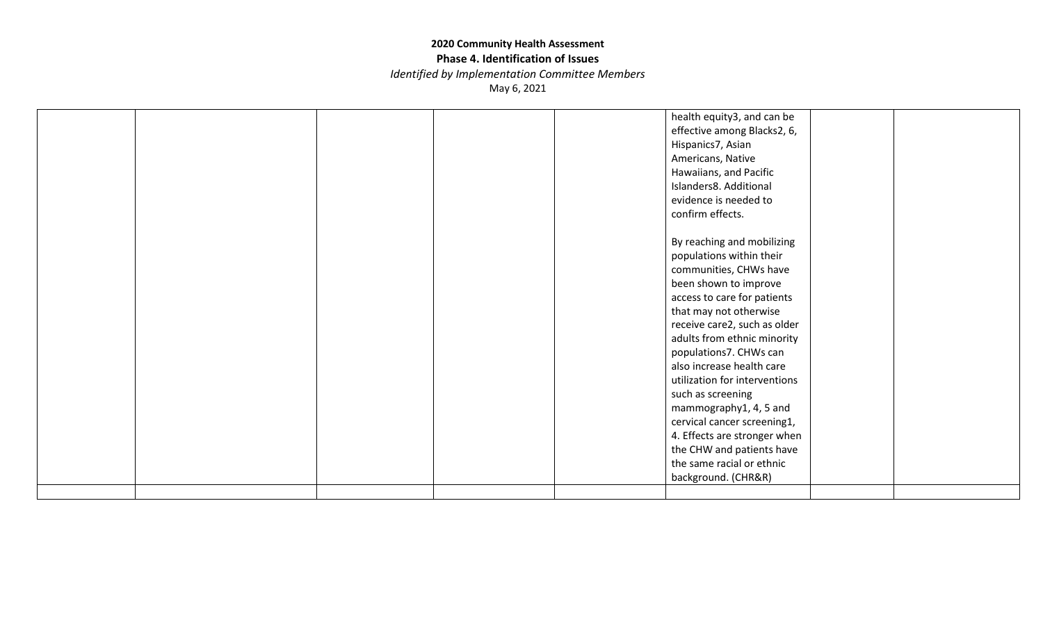**2020 Community Health Assessment**

**Phase 4. Identification of Issues**

*Identified by Implementation Committee Members*

May 6, 2021

| | | | | | | | |
|---|---|---|---|---|---|---|---|
| | | | | | health equity[3], and can be effective among Blacks[2, 6], Hispanics[7], Asian Americans, Native Hawaiians, and Pacific Islanders[8]. Additional evidence is needed to confirm effects.<br><br>By reaching and mobilizing populations within their communities, CHWs have been shown to improve access to care for patients that may not otherwise receive care[2], such as older adults from ethnic minority populations[7]. CHWs can also increase health care utilization for interventions such as screening mammography[1, 4, 5] and cervical cancer screening[1, 4]. Effects are stronger when the CHW and patients have the same racial or ethnic background. (CHR&R) | | |
| | | | | | | | |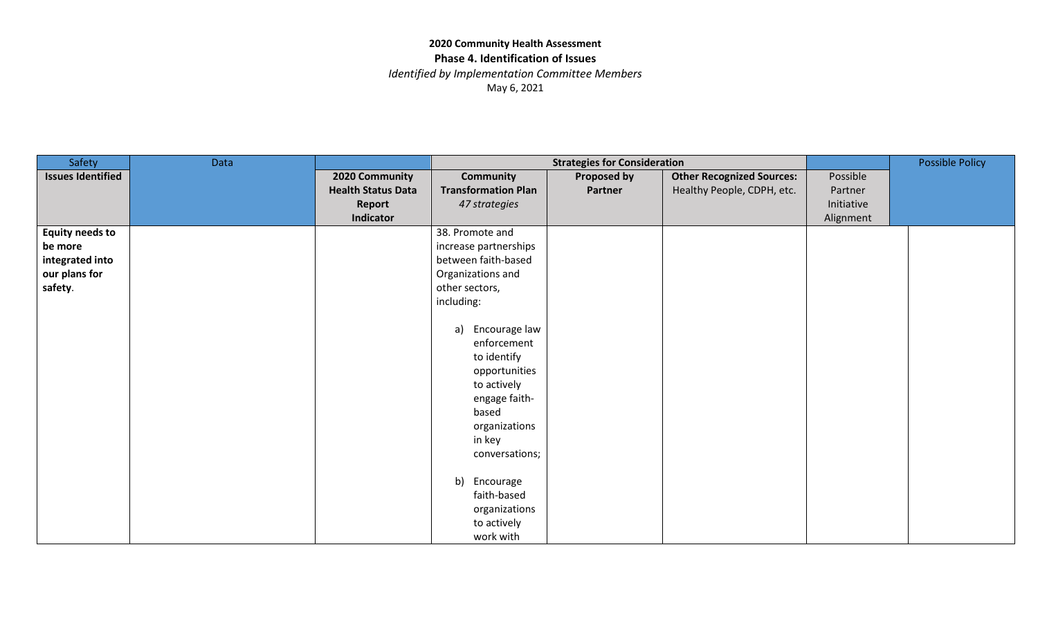**2020 Community Health Assessment**
**Phase 4. Identification of Issues**
*Identified by Implementation Committee Members*
May 6, 2021

| Safety | Data | | Strategies for Consideration | | | | Possible Policy |
|---|---|---|---|---|---|---|---|
| **Issues Identified** | | **2020 Community Health Status Data Report Indicator** | **Community Transformation Plan** *47 strategies* | **Proposed by Partner** | **Other Recognized Sources:** Healthy People, CDPH, etc. | Possible Partner Initiative Alignment | |
| **Equity needs to be more integrated into our plans for safety.** | | | 38. Promote and increase partnerships between faith-based Organizations and other sectors, including: a) Encourage law enforcement to identify opportunities to actively engage faith-based organizations in key conversations; b) Encourage faith-based organizations to actively work with | | | | |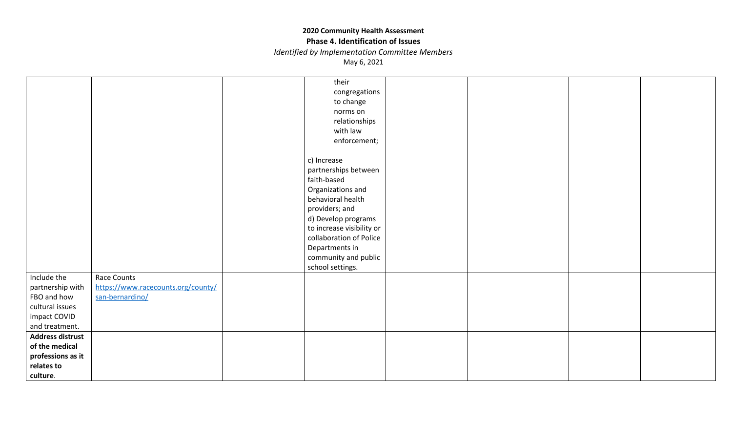**2020 Community Health Assessment**

**Phase 4. Identification of Issues**

*Identified by Implementation Committee Members*

May 6, 2021

| | | | | | | | |
|---|---|---|---|---|---|---|---|
| | | | their congregations to change norms on relationships with law enforcement;<br><br>c) Increase partnerships between faith-based Organizations and behavioral health providers; and<br>d) Develop programs to increase visibility or collaboration of Police Departments in community and public school settings. | | | | |
| Include the partnership with FBO and how cultural issues impact COVID and treatment. | Race Counts [https://www.racecounts.org/county/san-bernardino/](https://www.racecounts.org/county/san-bernardino/) | | | | | | |
| **Address distrust of the medical professions as it relates to culture**. | | | | | | | |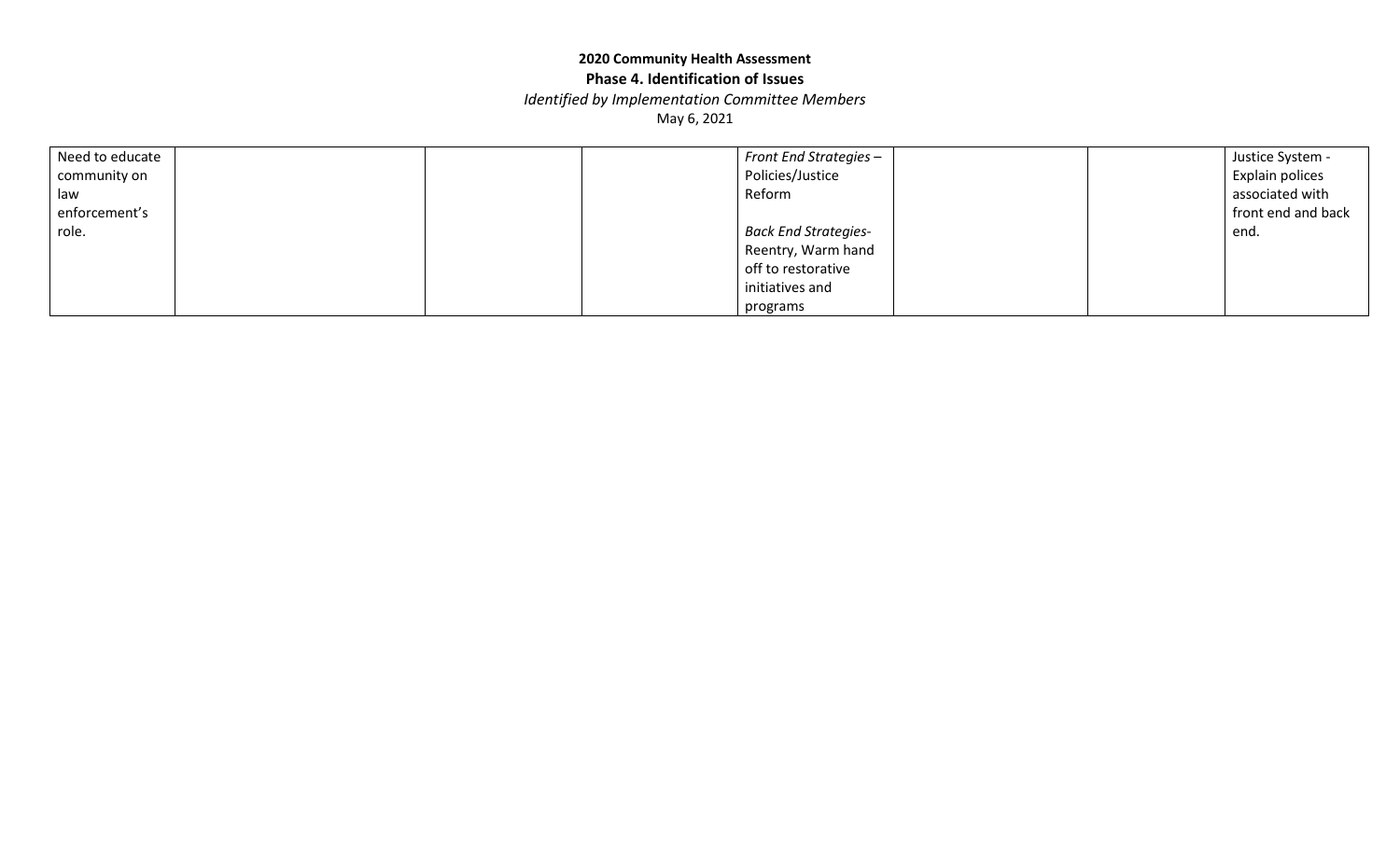**2020 Community Health Assessment**

**Phase 4. Identification of Issues**

*Identified by Implementation Committee Members*

May 6, 2021

| | | | | | | | |
|---|---|---|---|---|---|---|---|
| Need to educate community on law enforcement's role. | | | | *Front End Strategies* – Policies/Justice Reform<br><br>*Back End Strategies*- Reentry, Warm hand off to restorative initiatives and programs | | | Justice System - Explain polices associated with front end and back end. |